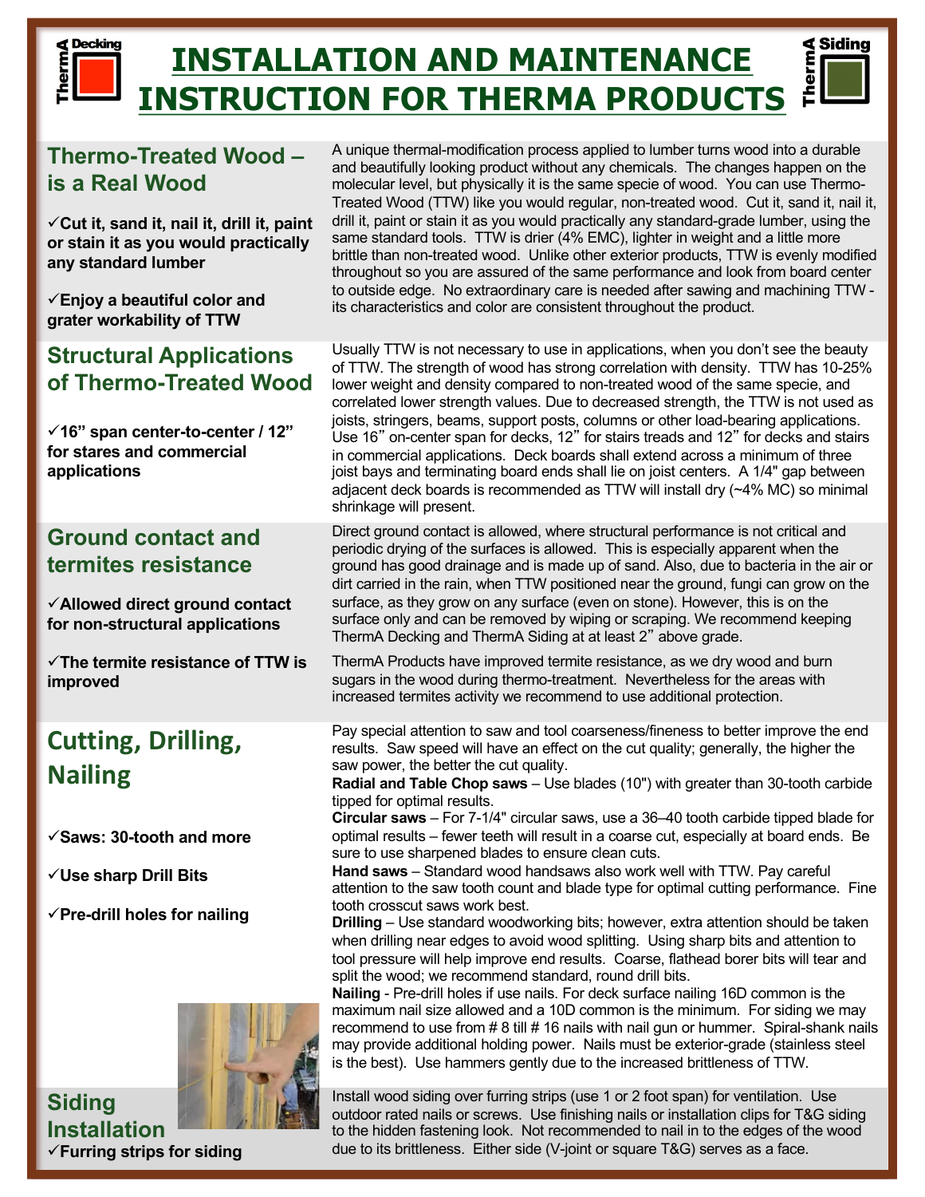# INSTALLATION AND MAINTENANCE INSTRUCTION FOR THERMA PRODUCTS

## Thermo-Treated Wood – is a Real Wood

✓**Cut it, sand it, nail it, drill it, paint or stain it as you would practically any standard lumber**

✓**Enjoy a beautiful color and grater workability of TTW**

A unique thermal-modification process applied to lumber turns wood into a durable and beautifully looking product without any chemicals. The changes happen on the molecular level, but physically it is the same specie of wood. You can use Thermo-Treated Wood (TTW) like you would regular, non-treated wood. Cut it, sand it, nail it, drill it, paint or stain it as you would practically any standard-grade lumber, using the same standard tools. TTW is drier (4% EMC), lighter in weight and a little more brittle than non-treated wood. Unlike other exterior products, TTW is evenly modified throughout so you are assured of the same performance and look from board center to outside edge. No extraordinary care is needed after sawing and machining TTW - its characteristics and color are consistent throughout the product.

## Structural Applications of Thermo-Treated Wood

✓**16" span center-to-center / 12" for stares and commercial applications**

Usually TTW is not necessary to use in applications, when you don't see the beauty of TTW. The strength of wood has strong correlation with density. TTW has 10-25% lower weight and density compared to non-treated wood of the same specie, and correlated lower strength values. Due to decreased strength, the TTW is not used as joists, stringers, beams, support posts, columns or other load-bearing applications. Use 16" on-center span for decks, 12" for stairs treads and 12" for decks and stairs in commercial applications. Deck boards shall extend across a minimum of three joist bays and terminating board ends shall lie on joist centers. A 1/4" gap between adjacent deck boards is recommended as TTW will install dry (~4% MC) so minimal shrinkage will present.

## Ground contact and termites resistance

✓**Allowed direct ground contact for non-structural applications**

Direct ground contact is allowed, where structural performance is not critical and periodic drying of the surfaces is allowed. This is especially apparent when the ground has good drainage and is made up of sand. Also, due to bacteria in the air or dirt carried in the rain, when TTW positioned near the ground, fungi can grow on the surface, as they grow on any surface (even on stone). However, this is on the surface only and can be removed by wiping or scraping. We recommend keeping ThermA Decking and ThermA Siding at at least 2" above grade.

✓**The termite resistance of TTW is improved**

ThermA Products have improved termite resistance, as we dry wood and burn sugars in the wood during thermo-treatment. Nevertheless for the areas with increased termites activity we recommend to use additional protection.

## Cutting, Drilling, Nailing

✓**Saws: 30-tooth and more**

✓**Use sharp Drill Bits**

✓**Pre-drill holes for nailing**

Pay special attention to saw and tool coarseness/fineness to better improve the end results. Saw speed will have an effect on the cut quality; generally, the higher the saw power, the better the cut quality.

**Radial and Table Chop saws** – Use blades (10") with greater than 30-tooth carbide tipped for optimal results.

**Circular saws** – For 7-1/4" circular saws, use a 36–40 tooth carbide tipped blade for optimal results – fewer teeth will result in a coarse cut, especially at board ends. Be sure to use sharpened blades to ensure clean cuts.

**Hand saws** – Standard wood handsaws also work well with TTW. Pay careful attention to the saw tooth count and blade type for optimal cutting performance. Fine tooth crosscut saws work best.

**Drilling** – Use standard woodworking bits; however, extra attention should be taken when drilling near edges to avoid wood splitting. Using sharp bits and attention to tool pressure will help improve end results. Coarse, flathead borer bits will tear and split the wood; we recommend standard, round drill bits.

**Nailing** - Pre-drill holes if use nails. For deck surface nailing 16D common is the maximum nail size allowed and a 10D common is the minimum. For siding we may recommend to use from # 8 till # 16 nails with nail gun or hummer. Spiral-shank nails may provide additional holding power. Nails must be exterior-grade (stainless steel is the best). Use hammers gently due to the increased brittleness of TTW.

## Siding Installation

✓**Furring strips for siding**

Install wood siding over furring strips (use 1 or 2 foot span) for ventilation. Use outdoor rated nails or screws. Use finishing nails or installation clips for T&G siding to the hidden fastening look. Not recommended to nail in to the edges of the wood due to its brittleness. Either side (V-joint or square T&G) serves as a face.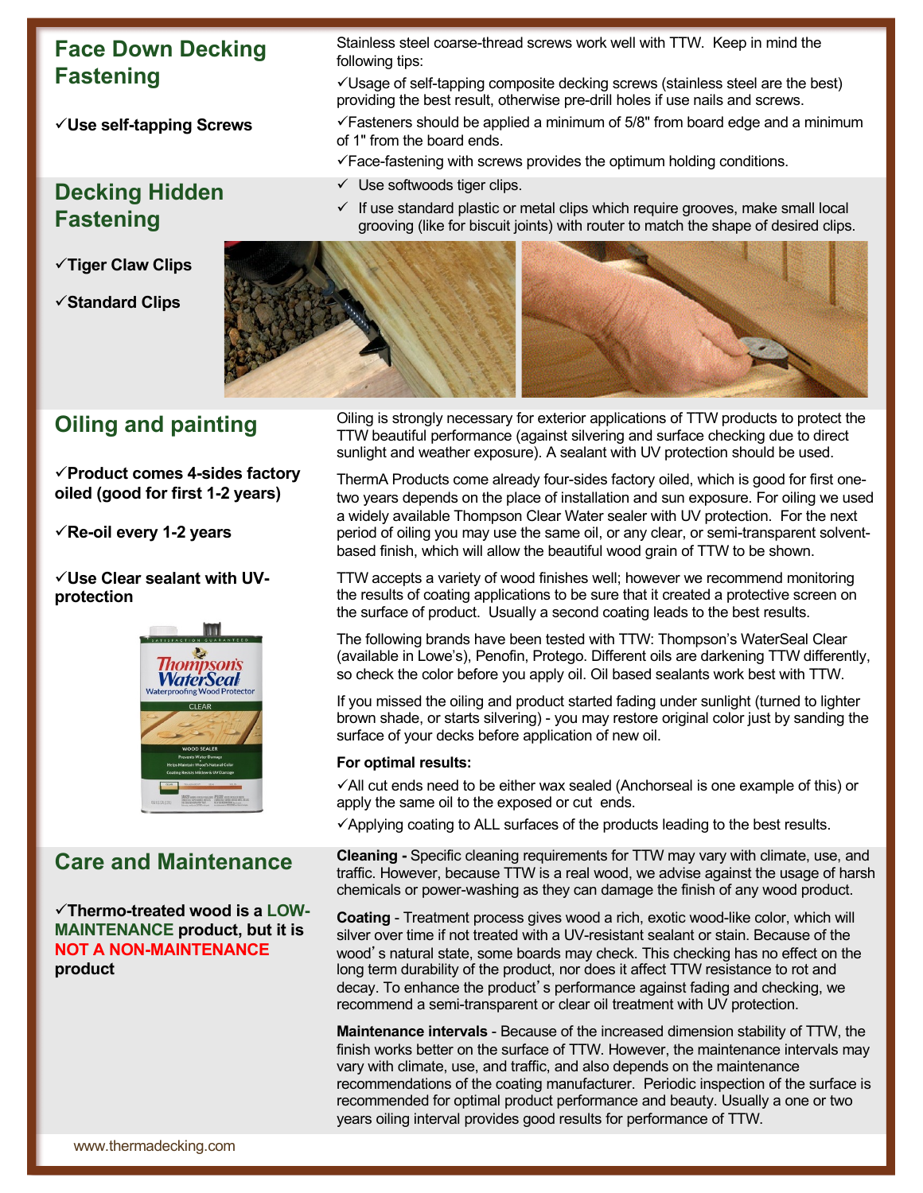## Face Down Decking Fastening

✓**Use self-tapping Screws**

Stainless steel coarse-thread screws work well with TTW. Keep in mind the following tips:

✓Usage of self-tapping composite decking screws (stainless steel are the best) providing the best result, otherwise pre-drill holes if use nails and screws.

✓Fasteners should be applied a minimum of 5/8" from board edge and a minimum of 1" from the board ends.

✓Face-fastening with screws provides the optimum holding conditions.

## Decking Hidden Fastening

✓**Tiger Claw Clips**

✓**Standard Clips**

- ✓ Use softwoods tiger clips.
- ✓ If use standard plastic or metal clips which require grooves, make small local grooving (like for biscuit joints) with router to match the shape of desired clips.

## Oiling and painting

✓**Product comes 4-sides factory oiled (good for first 1-2 years)**

✓**Re-oil every 1-2 years**

✓**Use Clear sealant with UV-protection**

Oiling is strongly necessary for exterior applications of TTW products to protect the TTW beautiful performance (against silvering and surface checking due to direct sunlight and weather exposure). A sealant with UV protection should be used.

ThermA Products come already four-sides factory oiled, which is good for first one-two years depends on the place of installation and sun exposure. For oiling we used a widely available Thompson Clear Water sealer with UV protection. For the next period of oiling you may use the same oil, or any clear, or semi-transparent solvent-based finish, which will allow the beautiful wood grain of TTW to be shown.

TTW accepts a variety of wood finishes well; however we recommend monitoring the results of coating applications to be sure that it created a protective screen on the surface of product. Usually a second coating leads to the best results.

The following brands have been tested with TTW: Thompson's WaterSeal Clear (available in Lowe's), Penofin, Protego. Different oils are darkening TTW differently, so check the color before you apply oil. Oil based sealants work best with TTW.

If you missed the oiling and product started fading under sunlight (turned to lighter brown shade, or starts silvering) - you may restore original color just by sanding the surface of your decks before application of new oil.

**For optimal results:**

✓All cut ends need to be either wax sealed (Anchorseal is one example of this) or apply the same oil to the exposed or cut ends.

✓Applying coating to ALL surfaces of the products leading to the best results.

## Care and Maintenance

✓**Thermo-treated wood is a LOW-MAINTENANCE product, but it is NOT A NON-MAINTENANCE product**

**Cleaning -** Specific cleaning requirements for TTW may vary with climate, use, and traffic. However, because TTW is a real wood, we advise against the usage of harsh chemicals or power-washing as they can damage the finish of any wood product.

**Coating** - Treatment process gives wood a rich, exotic wood-like color, which will silver over time if not treated with a UV-resistant sealant or stain. Because of the wood's natural state, some boards may check. This checking has no effect on the long term durability of the product, nor does it affect TTW resistance to rot and decay. To enhance the product's performance against fading and checking, we recommend a semi-transparent or clear oil treatment with UV protection.

**Maintenance intervals** - Because of the increased dimension stability of TTW, the finish works better on the surface of TTW. However, the maintenance intervals may vary with climate, use, and traffic, and also depends on the maintenance recommendations of the coating manufacturer. Periodic inspection of the surface is recommended for optimal product performance and beauty. Usually a one or two years oiling interval provides good results for performance of TTW.

www.thermadecking.com